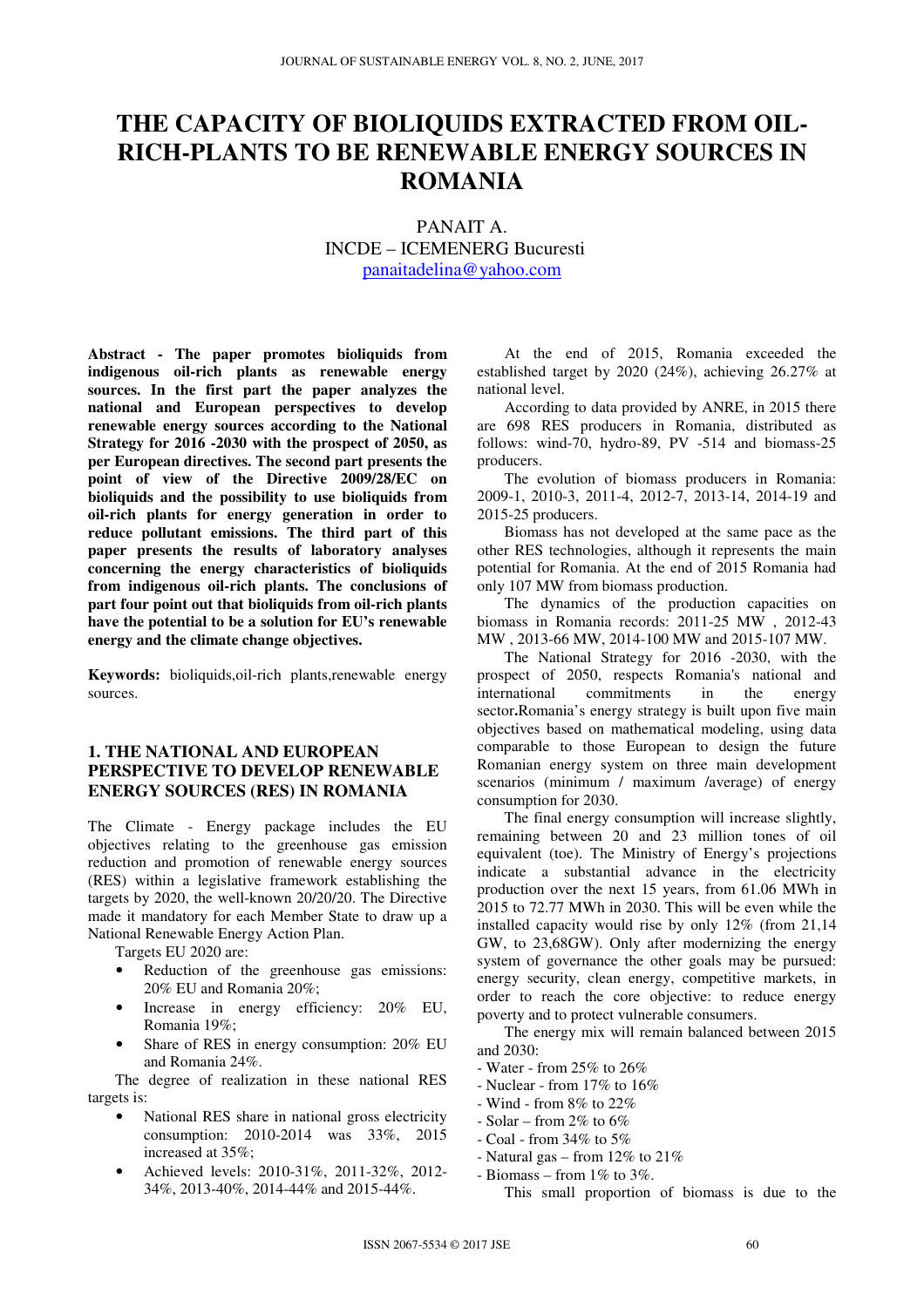# THE CAPACITY OF BIOLIQUIDS EXTRACTED FROM OIL-RICH-PLANTS TO BE RENEWABLE ENERGY SOURCES IN ROMANIA

PANAIT A.
INCDE – ICEMENERG Bucuresti
panaitadelina@yahoo.com

**Abstract - The paper promotes bioliquids from indigenous oil-rich plants as renewable energy sources. In the first part the paper analyzes the national and European perspectives to develop renewable energy sources according to the National Strategy for 2016 -2030 with the prospect of 2050, as per European directives. The second part presents the point of view of the Directive 2009/28/EC on bioliquids and the possibility to use bioliquids from oil-rich plants for energy generation in order to reduce pollutant emissions. The third part of this paper presents the results of laboratory analyses concerning the energy characteristics of bioliquids from indigenous oil-rich plants. The conclusions of part four point out that bioliquids from oil-rich plants have the potential to be a solution for EU's renewable energy and the climate change objectives.**

**Keywords:** bioliquids,oil-rich plants,renewable energy sources.

## 1. THE NATIONAL AND EUROPEAN PERSPECTIVE TO DEVELOP RENEWABLE ENERGY SOURCES (RES) IN ROMANIA

The Climate - Energy package includes the EU objectives relating to the greenhouse gas emission reduction and promotion of renewable energy sources (RES) within a legislative framework establishing the targets by 2020, the well-known 20/20/20. The Directive made it mandatory for each Member State to draw up a National Renewable Energy Action Plan.

Targets EU 2020 are:

- Reduction of the greenhouse gas emissions: 20% EU and Romania 20%;
- Increase in energy efficiency: 20% EU, Romania 19%;
- Share of RES in energy consumption: 20% EU and Romania 24%.

The degree of realization in these national RES targets is:

- National RES share in national gross electricity consumption: 2010-2014 was 33%, 2015 increased at 35%;
- Achieved levels: 2010-31%, 2011-32%, 2012-34%, 2013-40%, 2014-44% and 2015-44%.

At the end of 2015, Romania exceeded the established target by 2020 (24%), achieving 26.27% at national level.

According to data provided by ANRE, in 2015 there are 698 RES producers in Romania, distributed as follows: wind-70, hydro-89, PV -514 and biomass-25 producers.

The evolution of biomass producers in Romania: 2009-1, 2010-3, 2011-4, 2012-7, 2013-14, 2014-19 and 2015-25 producers.

Biomass has not developed at the same pace as the other RES technologies, although it represents the main potential for Romania. At the end of 2015 Romania had only 107 MW from biomass production.

The dynamics of the production capacities on biomass in Romania records: 2011-25 MW , 2012-43 MW , 2013-66 MW, 2014-100 MW and 2015-107 MW.

The National Strategy for 2016 -2030, with the prospect of 2050, respects Romania's national and international commitments in the energy sector**.**Romania's energy strategy is built upon five main objectives based on mathematical modeling, using data comparable to those European to design the future Romanian energy system on three main development scenarios (minimum / maximum /average) of energy consumption for 2030.

The final energy consumption will increase slightly, remaining between 20 and 23 million tones of oil equivalent (toe). The Ministry of Energy's projections indicate a substantial advance in the electricity production over the next 15 years, from 61.06 MWh in 2015 to 72.77 MWh in 2030. This will be even while the installed capacity would rise by only 12% (from 21,14 GW, to 23,68GW). Only after modernizing the energy system of governance the other goals may be pursued: energy security, clean energy, competitive markets, in order to reach the core objective: to reduce energy poverty and to protect vulnerable consumers.

The energy mix will remain balanced between 2015 and 2030:

- Water - from 25% to 26%
- Nuclear - from 17% to 16%
- Wind - from 8% to 22%
- Solar – from 2% to 6%
- Coal - from 34% to 5%
- Natural gas – from 12% to 21%
- Biomass – from 1% to 3%.

This small proportion of biomass is due to the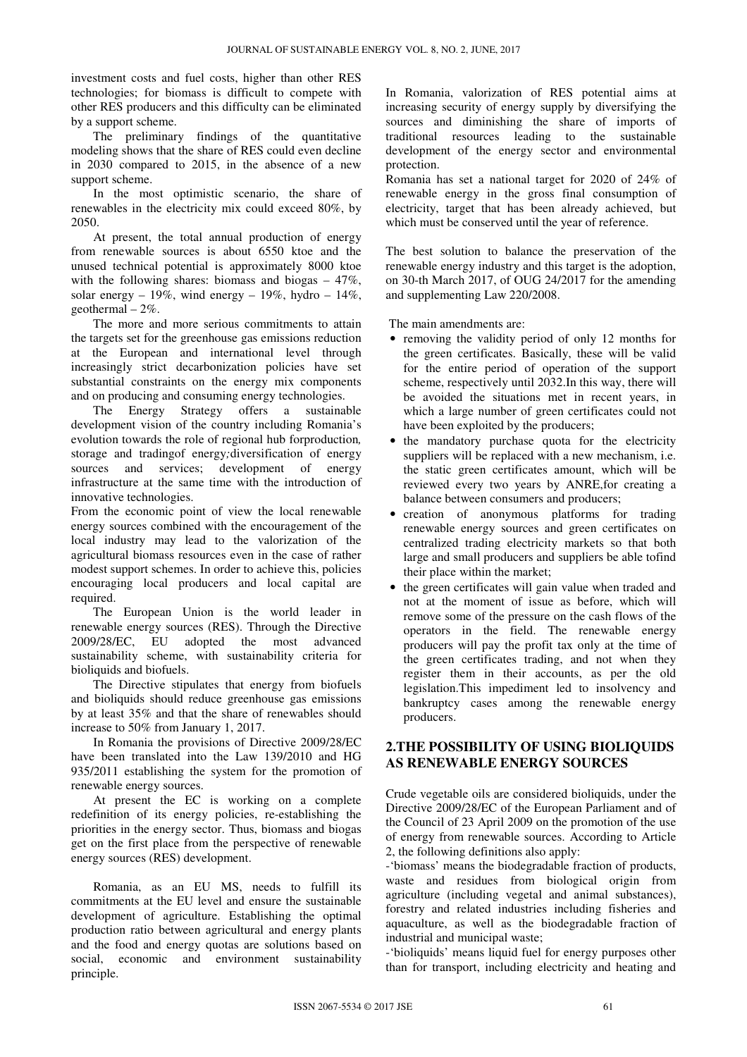investment costs and fuel costs, higher than other RES technologies; for biomass is difficult to compete with other RES producers and this difficulty can be eliminated by a support scheme.

The preliminary findings of the quantitative modeling shows that the share of RES could even decline in 2030 compared to 2015, in the absence of a new support scheme.

In the most optimistic scenario, the share of renewables in the electricity mix could exceed 80%, by 2050.

At present, the total annual production of energy from renewable sources is about 6550 ktoe and the unused technical potential is approximately 8000 ktoe with the following shares: biomass and biogas – 47%, solar energy – 19%, wind energy – 19%, hydro – 14%, geothermal – 2%.

The more and more serious commitments to attain the targets set for the greenhouse gas emissions reduction at the European and international level through increasingly strict decarbonization policies have set substantial constraints on the energy mix components and on producing and consuming energy technologies.

The Energy Strategy offers a sustainable development vision of the country including Romania's evolution towards the role of regional hub forproduction*,* storage and tradingof energy*;*diversification of energy sources and services; development of energy infrastructure at the same time with the introduction of innovative technologies.

From the economic point of view the local renewable energy sources combined with the encouragement of the local industry may lead to the valorization of the agricultural biomass resources even in the case of rather modest support schemes. In order to achieve this, policies encouraging local producers and local capital are required.

The European Union is the world leader in renewable energy sources (RES). Through the Directive 2009/28/EC, EU adopted the most advanced sustainability scheme, with sustainability criteria for bioliquids and biofuels.

The Directive stipulates that energy from biofuels and bioliquids should reduce greenhouse gas emissions by at least 35% and that the share of renewables should increase to 50% from January 1, 2017.

In Romania the provisions of Directive 2009/28/EC have been translated into the Law 139/2010 and HG 935/2011 establishing the system for the promotion of renewable energy sources.

At present the EC is working on a complete redefinition of its energy policies, re-establishing the priorities in the energy sector. Thus, biomass and biogas get on the first place from the perspective of renewable energy sources (RES) development.

Romania, as an EU MS, needs to fulfill its commitments at the EU level and ensure the sustainable development of agriculture. Establishing the optimal production ratio between agricultural and energy plants and the food and energy quotas are solutions based on social, economic and environment sustainability principle.

In Romania, valorization of RES potential aims at increasing security of energy supply by diversifying the sources and diminishing the share of imports of traditional resources leading to the sustainable development of the energy sector and environmental protection.

Romania has set a national target for 2020 of 24% of renewable energy in the gross final consumption of electricity, target that has been already achieved, but which must be conserved until the year of reference.

The best solution to balance the preservation of the renewable energy industry and this target is the adoption, on 30-th March 2017, of OUG 24/2017 for the amending and supplementing Law 220/2008.

The main amendments are:

- removing the validity period of only 12 months for the green certificates. Basically, these will be valid for the entire period of operation of the support scheme, respectively until 2032.In this way, there will be avoided the situations met in recent years, in which a large number of green certificates could not have been exploited by the producers;
- the mandatory purchase quota for the electricity suppliers will be replaced with a new mechanism, i.e. the static green certificates amount, which will be reviewed every two years by ANRE,for creating a balance between consumers and producers;
- creation of anonymous platforms for trading renewable energy sources and green certificates on centralized trading electricity markets so that both large and small producers and suppliers be able tofind their place within the market;
- the green certificates will gain value when traded and not at the moment of issue as before, which will remove some of the pressure on the cash flows of the operators in the field. The renewable energy producers will pay the profit tax only at the time of the green certificates trading, and not when they register them in their accounts, as per the old legislation.This impediment led to insolvency and bankruptcy cases among the renewable energy producers.

## 2.THE POSSIBILITY OF USING BIOLIQUIDS AS RENEWABLE ENERGY SOURCES

Crude vegetable oils are considered bioliquids, under the Directive 2009/28/EC of the European Parliament and of the Council of 23 April 2009 on the promotion of the use of energy from renewable sources. According to Article 2, the following definitions also apply:

-'biomass' means the biodegradable fraction of products, waste and residues from biological origin from agriculture (including vegetal and animal substances), forestry and related industries including fisheries and aquaculture, as well as the biodegradable fraction of industrial and municipal waste;

-'bioliquids' means liquid fuel for energy purposes other than for transport, including electricity and heating and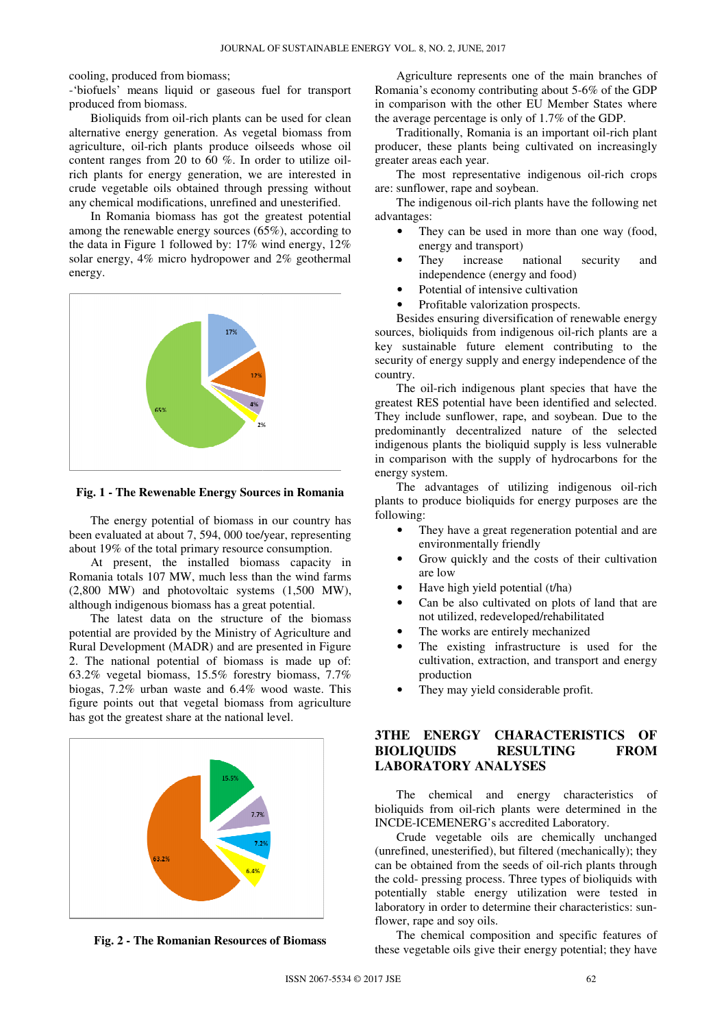cooling, produced from biomass;

-'biofuels' means liquid or gaseous fuel for transport produced from biomass.

Bioliquids from oil-rich plants can be used for clean alternative energy generation. As vegetal biomass from agriculture, oil-rich plants produce oilseeds whose oil content ranges from 20 to 60 %. In order to utilize oil-rich plants for energy generation, we are interested in crude vegetable oils obtained through pressing without any chemical modifications, unrefined and unesterified.

In Romania biomass has got the greatest potential among the renewable energy sources (65%), according to the data in Figure 1 followed by: 17% wind energy, 12% solar energy, 4% micro hydropower and 2% geothermal energy.

**Fig. 1 - The Rewenable Energy Sources in Romania**

The energy potential of biomass in our country has been evaluated at about 7, 594, 000 toe/year, representing about 19% of the total primary resource consumption.

At present, the installed biomass capacity in Romania totals 107 MW, much less than the wind farms (2,800 MW) and photovoltaic systems (1,500 MW), although indigenous biomass has a great potential.

The latest data on the structure of the biomass potential are provided by the Ministry of Agriculture and Rural Development (MADR) and are presented in Figure 2. The national potential of biomass is made up of: 63.2% vegetal biomass, 15.5% forestry biomass, 7.7% biogas, 7.2% urban waste and 6.4% wood waste. This figure points out that vegetal biomass from agriculture has got the greatest share at the national level.

**Fig. 2 - The Romanian Resources of Biomass**

Agriculture represents one of the main branches of Romania's economy contributing about 5-6% of the GDP in comparison with the other EU Member States where the average percentage is only of 1.7% of the GDP.

Traditionally, Romania is an important oil-rich plant producer, these plants being cultivated on increasingly greater areas each year.

The most representative indigenous oil-rich crops are: sunflower, rape and soybean.

The indigenous oil-rich plants have the following net advantages:

- They can be used in more than one way (food, energy and transport)
- They increase national security and independence (energy and food)
- Potential of intensive cultivation
- Profitable valorization prospects.

Besides ensuring diversification of renewable energy sources, bioliquids from indigenous oil-rich plants are a key sustainable future element contributing to the security of energy supply and energy independence of the country.

The oil-rich indigenous plant species that have the greatest RES potential have been identified and selected. They include sunflower, rape, and soybean. Due to the predominantly decentralized nature of the selected indigenous plants the bioliquid supply is less vulnerable in comparison with the supply of hydrocarbons for the energy system.

The advantages of utilizing indigenous oil-rich plants to produce bioliquids for energy purposes are the following:

- They have a great regeneration potential and are environmentally friendly
- Grow quickly and the costs of their cultivation are low
- Have high yield potential (t/ha)
- Can be also cultivated on plots of land that are not utilized, redeveloped/rehabilitated
- The works are entirely mechanized
- The existing infrastructure is used for the cultivation, extraction, and transport and energy production
- They may yield considerable profit.

## 3THE ENERGY CHARACTERISTICS OF BIOLIQUIDS RESULTING FROM LABORATORY ANALYSES

The chemical and energy characteristics of bioliquids from oil-rich plants were determined in the INCDE-ICEMENERG's accredited Laboratory.

Crude vegetable oils are chemically unchanged (unrefined, unesterified), but filtered (mechanically); they can be obtained from the seeds of oil-rich plants through the cold- pressing process. Three types of bioliquids with potentially stable energy utilization were tested in laboratory in order to determine their characteristics: sun-flower, rape and soy oils.

The chemical composition and specific features of these vegetable oils give their energy potential; they have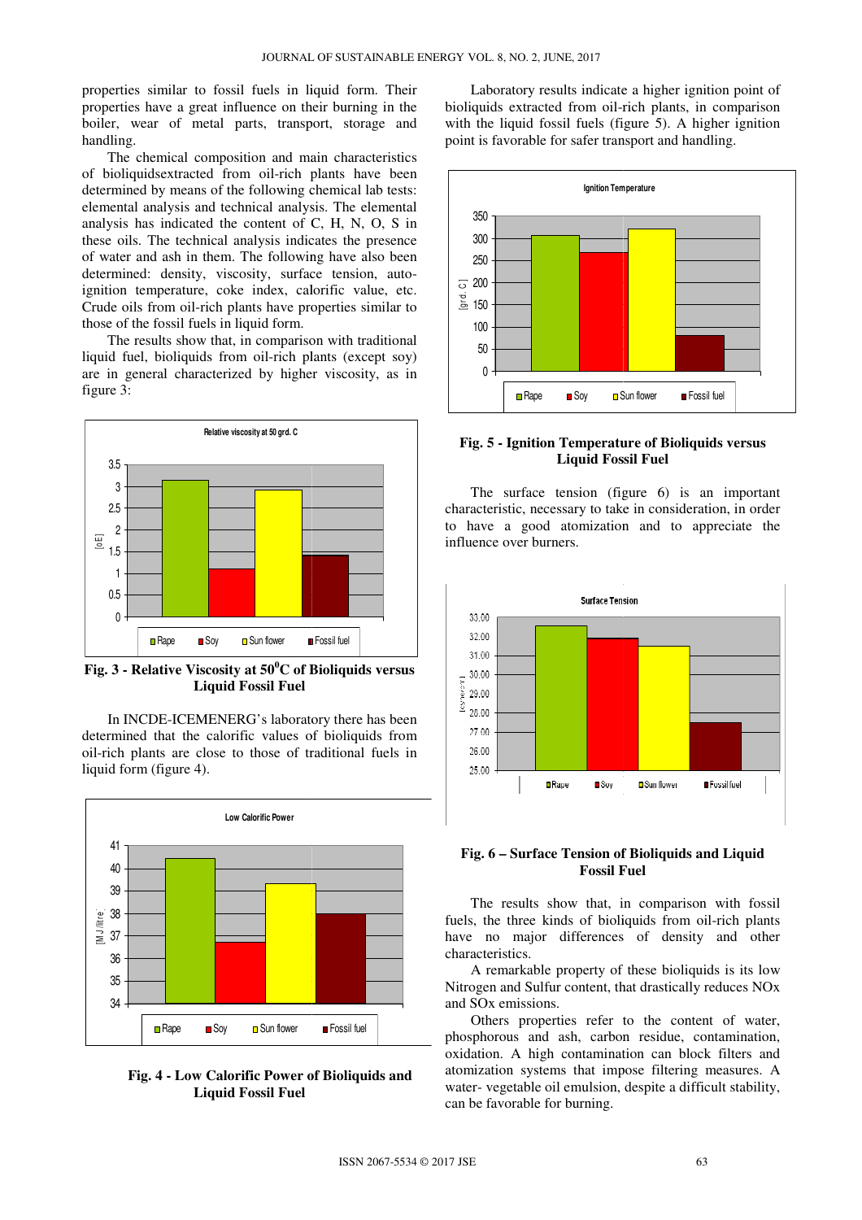properties similar to fossil fuels in liquid form. Their properties have a great influence on their burning in the boiler, wear of metal parts, transport, storage and handling.

The chemical composition and main characteristics of bioliquidsextracted from oil-rich plants have been determined by means of the following chemical lab tests: elemental analysis and technical analysis. The elemental analysis has indicated the content of C, H, N, O, S in these oils. The technical analysis indicates the presence of water and ash in them. The following have also been determined: density, viscosity, surface tension, auto-ignition temperature, coke index, calorific value, etc. Crude oils from oil-rich plants have properties similar to those of the fossil fuels in liquid form.

The results show that, in comparison with traditional liquid fuel, bioliquids from oil-rich plants (except soy) are in general characterized by higher viscosity, as in figure 3:

**Fig. 3 - Relative Viscosity at 50$^0$C of Bioliquids versus Liquid Fossil Fuel**

In INCDE-ICEMENERG's laboratory there has been determined that the calorific values of bioliquids from oil-rich plants are close to those of traditional fuels in liquid form (figure 4).

**Fig. 4 - Low Calorific Power of Bioliquids and Liquid Fossil Fuel**

Laboratory results indicate a higher ignition point of bioliquids extracted from oil-rich plants, in comparison with the liquid fossil fuels (figure 5). A higher ignition point is favorable for safer transport and handling.

**Fig. 5 - Ignition Temperature of Bioliquids versus Liquid Fossil Fuel**

The surface tension (figure 6) is an important characteristic, necessary to take in consideration, in order to have a good atomization and to appreciate the influence over burners.

**Fig. 6 – Surface Tension of Bioliquids and Liquid Fossil Fuel**

The results show that, in comparison with fossil fuels, the three kinds of bioliquids from oil-rich plants have no major differences of density and other characteristics.

A remarkable property of these bioliquids is its low Nitrogen and Sulfur content, that drastically reduces NOx and SOx emissions.

Others properties refer to the content of water, phosphorous and ash, carbon residue, contamination, oxidation. A high contamination can block filters and atomization systems that impose filtering measures. A water- vegetable oil emulsion, despite a difficult stability, can be favorable for burning.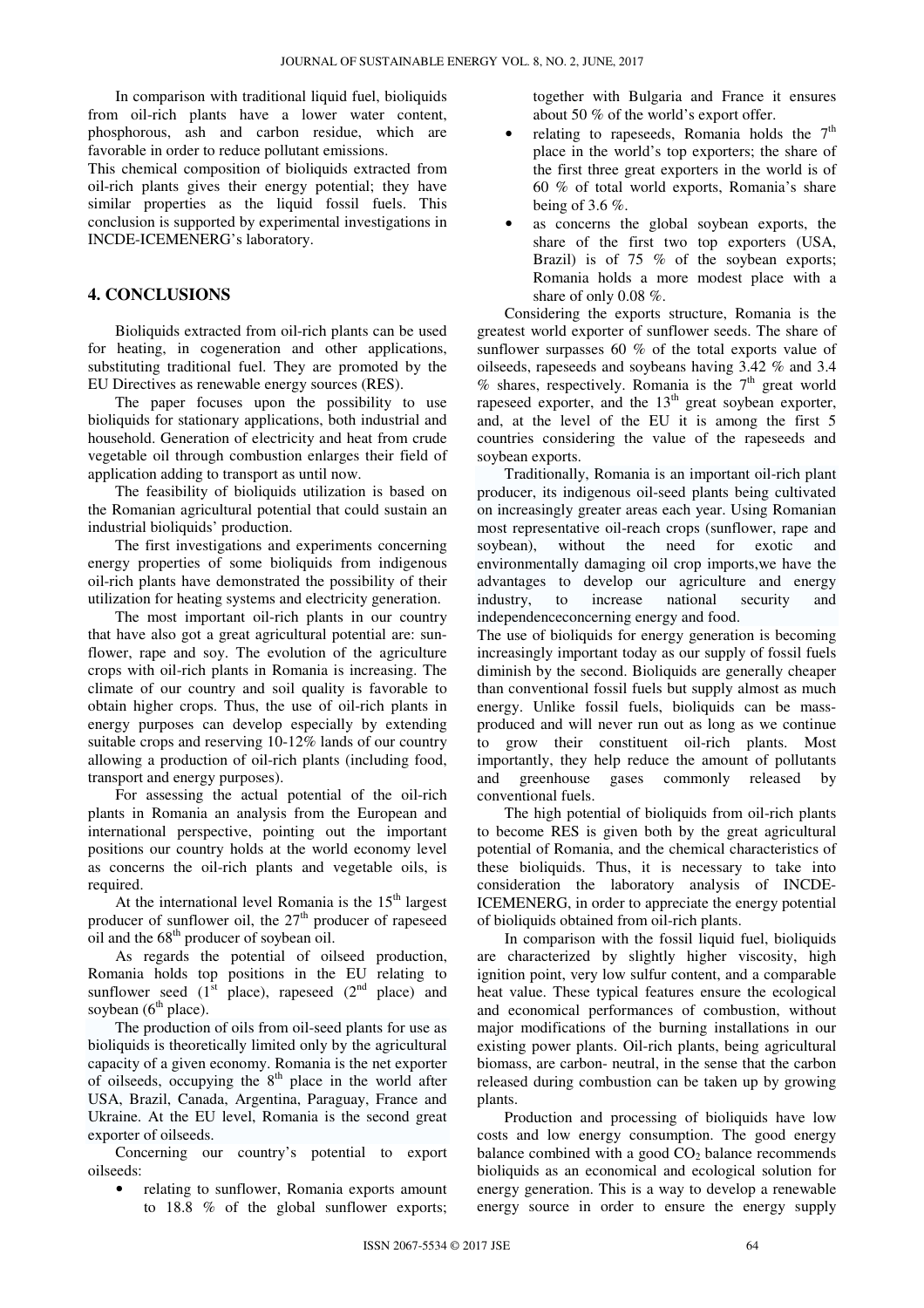In comparison with traditional liquid fuel, bioliquids from oil-rich plants have a lower water content, phosphorous, ash and carbon residue, which are favorable in order to reduce pollutant emissions.

This chemical composition of bioliquids extracted from oil-rich plants gives their energy potential; they have similar properties as the liquid fossil fuels. This conclusion is supported by experimental investigations in INCDE-ICEMENERG's laboratory.

## 4. CONCLUSIONS

Bioliquids extracted from oil-rich plants can be used for heating, in cogeneration and other applications, substituting traditional fuel. They are promoted by the EU Directives as renewable energy sources (RES).

The paper focuses upon the possibility to use bioliquids for stationary applications, both industrial and household. Generation of electricity and heat from crude vegetable oil through combustion enlarges their field of application adding to transport as until now.

The feasibility of bioliquids utilization is based on the Romanian agricultural potential that could sustain an industrial bioliquids' production.

The first investigations and experiments concerning energy properties of some bioliquids from indigenous oil-rich plants have demonstrated the possibility of their utilization for heating systems and electricity generation.

The most important oil-rich plants in our country that have also got a great agricultural potential are: sunflower, rape and soy. The evolution of the agriculture crops with oil-rich plants in Romania is increasing. The climate of our country and soil quality is favorable to obtain higher crops. Thus, the use of oil-rich plants in energy purposes can develop especially by extending suitable crops and reserving 10-12% lands of our country allowing a production of oil-rich plants (including food, transport and energy purposes).

For assessing the actual potential of the oil-rich plants in Romania an analysis from the European and international perspective, pointing out the important positions our country holds at the world economy level as concerns the oil-rich plants and vegetable oils, is required.

At the international level Romania is the 15th largest producer of sunflower oil, the 27th producer of rapeseed oil and the 68th producer of soybean oil.

As regards the potential of oilseed production, Romania holds top positions in the EU relating to sunflower seed (1st place), rapeseed (2nd place) and soybean (6th place).

The production of oils from oil-seed plants for use as bioliquids is theoretically limited only by the agricultural capacity of a given economy. Romania is the net exporter of oilseeds, occupying the 8th place in the world after USA, Brazil, Canada, Argentina, Paraguay, France and Ukraine. At the EU level, Romania is the second great exporter of oilseeds.

Concerning our country's potential to export oilseeds:

- relating to sunflower, Romania exports amount to 18.8 % of the global sunflower exports; together with Bulgaria and France it ensures about 50 % of the world's export offer.
- relating to rapeseeds, Romania holds the 7th place in the world's top exporters; the share of the first three great exporters in the world is of 60 % of total world exports, Romania's share being of 3.6 %.
- as concerns the global soybean exports, the share of the first two top exporters (USA, Brazil) is of 75 % of the soybean exports; Romania holds a more modest place with a share of only 0.08 %.

Considering the exports structure, Romania is the greatest world exporter of sunflower seeds. The share of sunflower surpasses 60 % of the total exports value of oilseeds, rapeseeds and soybeans having 3.42 % and 3.4 % shares, respectively. Romania is the 7th great world rapeseed exporter, and the 13th great soybean exporter, and, at the level of the EU it is among the first 5 countries considering the value of the rapeseeds and soybean exports.

Traditionally, Romania is an important oil-rich plant producer, its indigenous oil-seed plants being cultivated on increasingly greater areas each year. Using Romanian most representative oil-reach crops (sunflower, rape and soybean), without the need for exotic and environmentally damaging oil crop imports,we have the advantages to develop our agriculture and energy industry, to increase national security and independenceconcerning energy and food.

The use of bioliquids for energy generation is becoming increasingly important today as our supply of fossil fuels diminish by the second. Bioliquids are generally cheaper than conventional fossil fuels but supply almost as much energy. Unlike fossil fuels, bioliquids can be mass-produced and will never run out as long as we continue to grow their constituent oil-rich plants. Most importantly, they help reduce the amount of pollutants and greenhouse gases commonly released by conventional fuels.

The high potential of bioliquids from oil-rich plants to become RES is given both by the great agricultural potential of Romania, and the chemical characteristics of these bioliquids. Thus, it is necessary to take into consideration the laboratory analysis of INCDE-ICEMENERG, in order to appreciate the energy potential of bioliquids obtained from oil-rich plants.

In comparison with the fossil liquid fuel, bioliquids are characterized by slightly higher viscosity, high ignition point, very low sulfur content, and a comparable heat value. These typical features ensure the ecological and economical performances of combustion, without major modifications of the burning installations in our existing power plants. Oil-rich plants, being agricultural biomass, are carbon- neutral, in the sense that the carbon released during combustion can be taken up by growing plants.

Production and processing of bioliquids have low costs and low energy consumption. The good energy balance combined with a good $CO_2$ balance recommends bioliquids as an economical and ecological solution for energy generation. This is a way to develop a renewable energy source in order to ensure the energy supply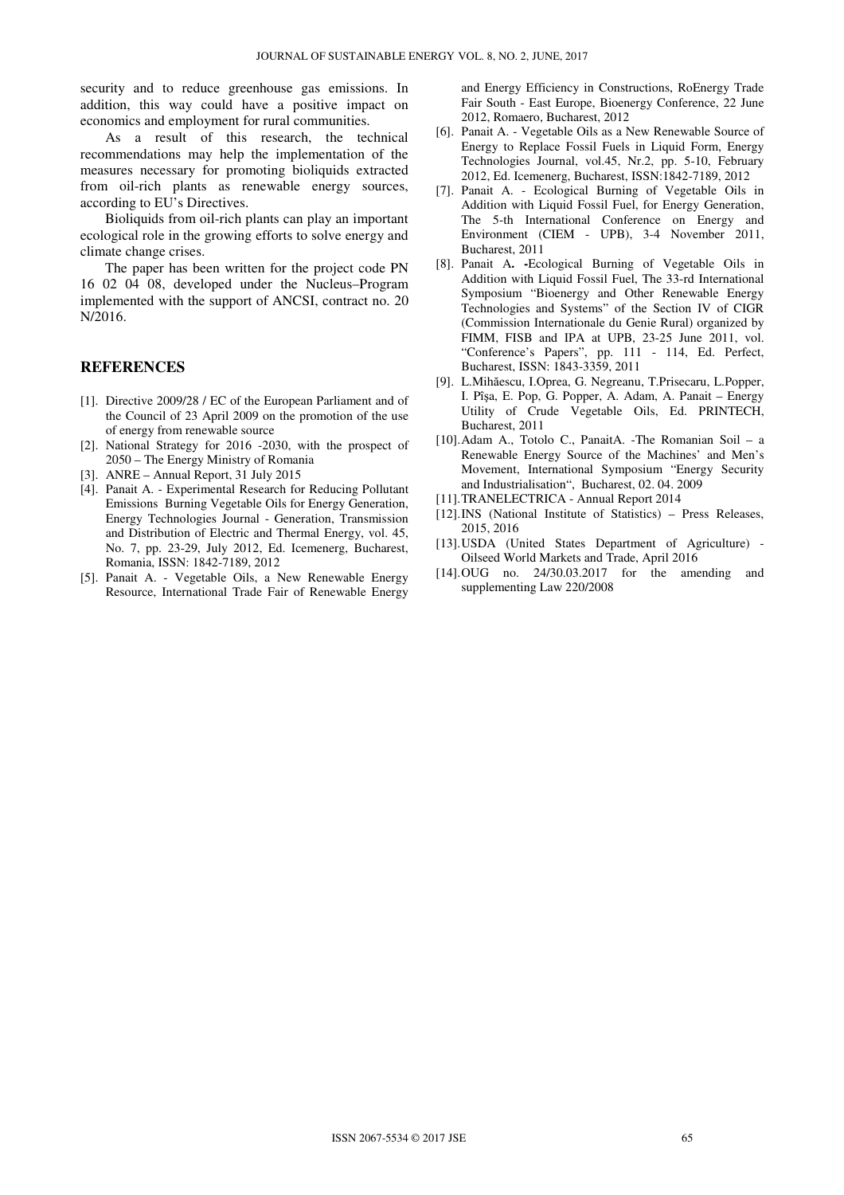security and to reduce greenhouse gas emissions. In addition, this way could have a positive impact on economics and employment for rural communities.

As a result of this research, the technical recommendations may help the implementation of the measures necessary for promoting bioliquids extracted from oil-rich plants as renewable energy sources, according to EU's Directives.

Bioliquids from oil-rich plants can play an important ecological role in the growing efforts to solve energy and climate change crises.

The paper has been written for the project code PN 16 02 04 08, developed under the Nucleus–Program implemented with the support of ANCSI, contract no. 20 N/2016.

## REFERENCES

[1]. Directive 2009/28 / EC of the European Parliament and of the Council of 23 April 2009 on the promotion of the use of energy from renewable source

[2]. National Strategy for 2016 -2030, with the prospect of 2050 – The Energy Ministry of Romania

[3]. ANRE – Annual Report, 31 July 2015

[4]. Panait A. - Experimental Research for Reducing Pollutant Emissions Burning Vegetable Oils for Energy Generation, Energy Technologies Journal - Generation, Transmission and Distribution of Electric and Thermal Energy, vol. 45, No. 7, pp. 23-29, July 2012, Ed. Icemenerg, Bucharest, Romania, ISSN: 1842-7189, 2012

[5]. Panait A. - Vegetable Oils, a New Renewable Energy Resource, International Trade Fair of Renewable Energy and Energy Efficiency in Constructions, RoEnergy Trade Fair South - East Europe, Bioenergy Conference, 22 June 2012, Romaero, Bucharest, 2012

[6]. Panait A. - Vegetable Oils as a New Renewable Source of Energy to Replace Fossil Fuels in Liquid Form, Energy Technologies Journal, vol.45, Nr.2, pp. 5-10, February 2012, Ed. Icemenerg, Bucharest, ISSN:1842-7189, 2012

[7]. Panait A. - Ecological Burning of Vegetable Oils in Addition with Liquid Fossil Fuel, for Energy Generation, The 5-th International Conference on Energy and Environment (CIEM - UPB), 3-4 November 2011, Bucharest, 2011

[8]. Panait A. -Ecological Burning of Vegetable Oils in Addition with Liquid Fossil Fuel, The 33-rd International Symposium "Bioenergy and Other Renewable Energy Technologies and Systems" of the Section IV of CIGR (Commission Internationale du Genie Rural) organized by FIMM, FISB and IPA at UPB, 23-25 June 2011, vol. "Conference's Papers", pp. 111 - 114, Ed. Perfect, Bucharest, ISSN: 1843-3359, 2011

[9]. L.Mihăescu, I.Oprea, G. Negreanu, T.Prisecaru, L.Popper, I. Pîşa, E. Pop, G. Popper, A. Adam, A. Panait – Energy Utility of Crude Vegetable Oils, Ed. PRINTECH, Bucharest, 2011

[10]. Adam A., Totolo C., PanaitA. -The Romanian Soil – a Renewable Energy Source of the Machines' and Men's Movement, International Symposium "Energy Security and Industrialisation", Bucharest, 02. 04. 2009

[11]. TRANELECTRICA - Annual Report 2014

[12]. INS (National Institute of Statistics) – Press Releases, 2015, 2016

[13]. USDA (United States Department of Agriculture) - Oilseed World Markets and Trade, April 2016

[14]. OUG no. 24/30.03.2017 for the amending and supplementing Law 220/2008